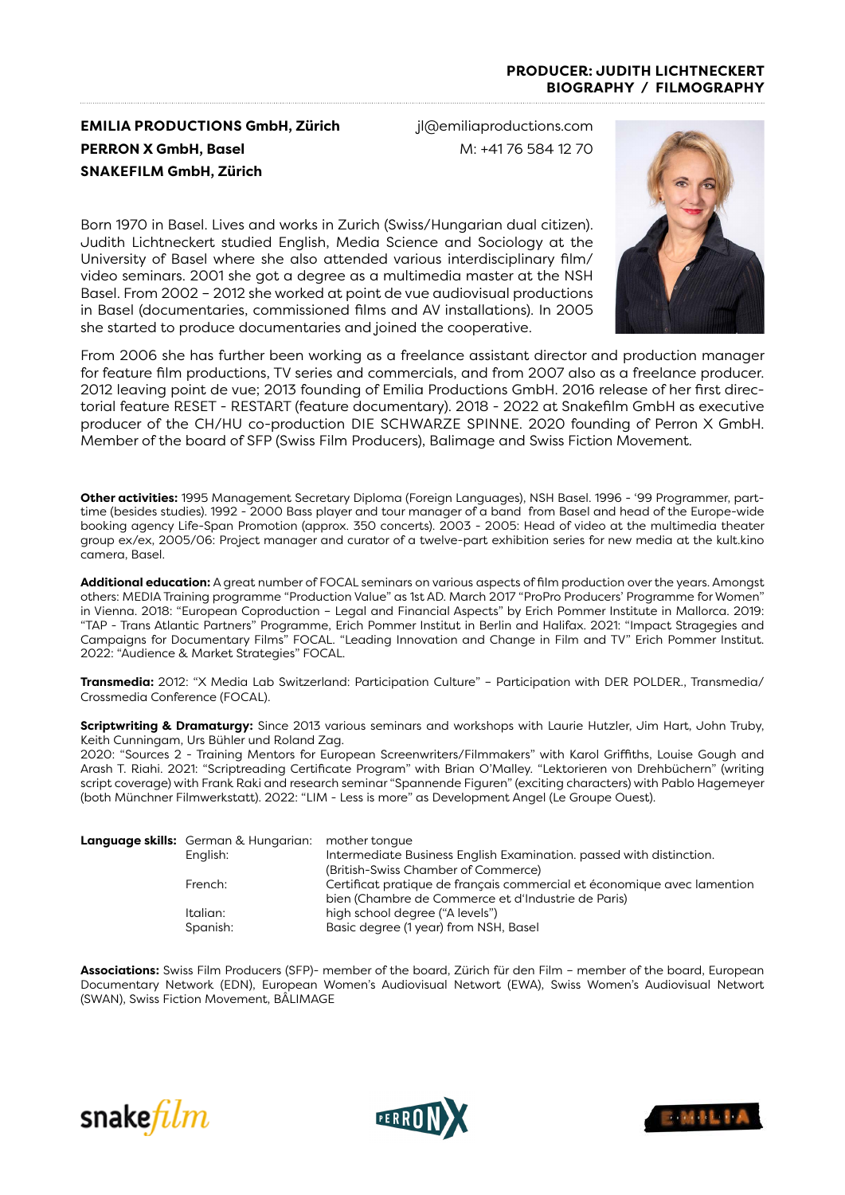**PRODUCER: JUDITH LICHTNECKERT**
**BIOGRAPHY / FILMOGRAPHY**

**EMILIA PRODUCTIONS GmbH, Zürich**
**PERRON X GmbH, Basel**
**SNAKEFILM GmbH, Zürich**

jl@emiliaproductions.com
M: +41 76 584 12 70

Born 1970 in Basel. Lives and works in Zurich (Swiss/Hungarian dual citizen). Judith Lichtneckert studied English, Media Science and Sociology at the University of Basel where she also attended various interdisciplinary film/video seminars. 2001 she got a degree as a multimedia master at the NSH Basel. From 2002 – 2012 she worked at point de vue audiovisual productions in Basel (documentaries, commissioned films and AV installations). In 2005 she started to produce documentaries and joined the cooperative.

From 2006 she has further been working as a freelance assistant director and production manager for feature film productions, TV series and commercials, and from 2007 also as a freelance producer. 2012 leaving point de vue; 2013 founding of Emilia Productions GmbH. 2016 release of her first directorial feature RESET - RESTART (feature documentary). 2018 - 2022 at Snakefilm GmbH as executive producer of the CH/HU co-production DIE SCHWARZE SPINNE. 2020 founding of Perron X GmbH. Member of the board of SFP (Swiss Film Producers), Balimage and Swiss Fiction Movement.

**Other activities:** 1995 Management Secretary Diploma (Foreign Languages), NSH Basel. 1996 - '99 Programmer, part-time (besides studies). 1992 - 2000 Bass player and tour manager of a band from Basel and head of the Europe-wide booking agency Life-Span Promotion (approx. 350 concerts). 2003 - 2005: Head of video at the multimedia theater group ex/ex, 2005/06: Project manager and curator of a twelve-part exhibition series for new media at the kult.kino camera, Basel.

**Additional education:** A great number of FOCAL seminars on various aspects of film production over the years. Amongst others: MEDIA Training programme "Production Value" as 1st AD. March 2017 "ProPro Producers' Programme for Women" in Vienna. 2018: "European Coproduction – Legal and Financial Aspects" by Erich Pommer Institute in Mallorca. 2019: "TAP - Trans Atlantic Partners" Programme, Erich Pommer Institut in Berlin and Halifax. 2021: "Impact Stragegies and Campaigns for Documentary Films" FOCAL. "Leading Innovation and Change in Film and TV" Erich Pommer Institut. 2022: "Audience & Market Strategies" FOCAL.

**Transmedia:** 2012: "X Media Lab Switzerland: Participation Culture" – Participation with DER POLDER., Transmedia/Crossmedia Conference (FOCAL).

**Scriptwriting & Dramaturgy:** Since 2013 various seminars and workshops with Laurie Hutzler, Jim Hart, John Truby, Keith Cunningam, Urs Bühler und Roland Zag.
2020: "Sources 2 - Training Mentors for European Screenwriters/Filmmakers" with Karol Griffiths, Louise Gough and Arash T. Riahi. 2021: "Scriptreading Certificate Program" with Brian O'Malley. "Lektorieren von Drehbüchern" (writing script coverage) with Frank Raki and research seminar "Spannende Figuren" (exciting characters) with Pablo Hagemeyer (both Münchner Filmwerkstatt). 2022: "LIM - Less is more" as Development Angel (Le Groupe Ouest).

| | | |
|---|---|---|
| **Language skills:** | German & Hungarian: | mother tongue |
| | English: | Intermediate Business English Examination. passed with distinction. (British-Swiss Chamber of Commerce) |
| | French: | Certificat pratique de français commercial et économique avec lamention bien (Chambre de Commerce et d'Industrie de Paris) |
| | Italian: | high school degree ("A levels") |
| | Spanish: | Basic degree (1 year) from NSH, Basel |

**Associations:** Swiss Film Producers (SFP)- member of the board, Zürich für den Film – member of the board, European Documentary Network (EDN), European Women's Audiovisual Networt (EWA), Swiss Women's Audiovisual Network (SWAN), Swiss Fiction Movement, BÂLIMAGE

snakefilm PERRON X EMILIA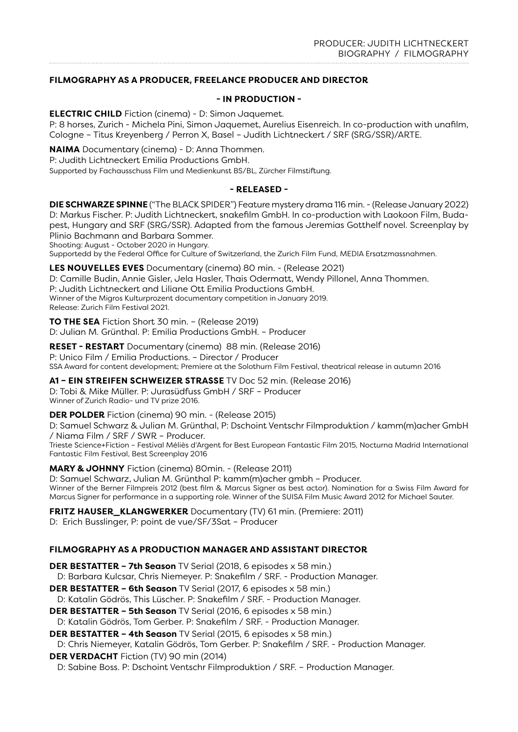## FILMOGRAPHY AS A PRODUCER, FREELANCE PRODUCER AND DIRECTOR

### - IN PRODUCTION -

**ELECTRIC CHILD** Fiction (cinema) - D: Simon Jaquemet.
P: 8 horses, Zurich - Michela Pini, Simon Jaquemet, Aurelius Eisenreich. In co-production with unafilm, Cologne – Titus Kreyenberg / Perron X, Basel – Judith Lichtneckert / SRF (SRG/SSR)/ARTE.

**NAIMA** Documentary (cinema) - D: Anna Thommen.
P: Judith Lichtneckert Emilia Productions GmbH.
Supported by Fachausschuss Film und Medienkunst BS/BL, Zürcher Filmstiftung.

### - RELEASED -

**DIE SCHWARZE SPINNE** ("The BLACK SPIDER") Feature mystery drama 116 min. - (Release January 2022)
D: Markus Fischer. P: Judith Lichtneckert, snakefilm GmbH. In co-production with Laokoon Film, Budapest, Hungary and SRF (SRG/SSR). Adapted from the famous Jeremias Gotthelf novel. Screenplay by Plinio Bachmann and Barbara Sommer.
Shooting: August - October 2020 in Hungary.
Supportedd by the Federal Office for Culture of Switzerland, the Zurich Film Fund, MEDIA Ersatzmassnahmen.

**LES NOUVELLES EVES** Documentary (cinema) 80 min. - (Release 2021)
D: Camille Budin, Annie Gisler, Jela Hasler, Thais Odermatt, Wendy Pillonel, Anna Thommen.
P: Judith Lichtneckert and Liliane Ott Emilia Productions GmbH.
Winner of the Migros Kulturprozent documentary competition in January 2019.
Release: Zurich Film Festival 2021.

**TO THE SEA** Fiction Short 30 min. – (Release 2019)
D: Julian M. Grünthal. P: Emilia Productions GmbH. – Producer

**RESET - RESTART** Documentary (cinema) 88 min. (Release 2016)
P: Unico Film / Emilia Productions. – Director / Producer
SSA Award for content development; Premiere at the Solothurn Film Festival, theatrical release in autumn 2016

**A1 – EIN STREIFEN SCHWEIZER STRASSE** TV Doc 52 min. (Release 2016)
D: Tobi & Mike Müller. P: Jurasüdfuss GmbH / SRF – Producer
Winner of Zurich Radio- und TV prize 2016.

**DER POLDER** Fiction (cinema) 90 min. - (Release 2015)
D: Samuel Schwarz & Julian M. Grünthal, P: Dschoint Ventschr Filmproduktion / kamm(m)acher GmbH / Niama Film / SRF / SWR – Producer.
Trieste Science+Fiction – Festival Méliès d'Argent for Best European Fantastic Film 2015, Nocturna Madrid International Fantastic Film Festival, Best Screenplay 2016

**MARY & JOHNNY** Fiction (cinema) 80min. - (Release 2011)
D: Samuel Schwarz, Julian M. Grünthal P: kamm(m)acher gmbh – Producer.
Winner of the Berner Filmpreis 2012 (best film & Marcus Signer as best actor). Nomination for a Swiss Film Award for Marcus Signer for performance in a supporting role. Winner of the SUISA Film Music Award 2012 for Michael Sauter.

**FRITZ HAUSER_KLANGWERKER** Documentary (TV) 61 min. (Premiere: 2011)
D: Erich Busslinger, P: point de vue/SF/3Sat – Producer

## FILMOGRAPHY AS A PRODUCTION MANAGER AND ASSISTANT DIRECTOR

**DER BESTATTER – 7th Season** TV Serial (2018, 6 episodes x 58 min.)
D: Barbara Kulcsar, Chris Niemeyer. P: Snakefilm / SRF. - Production Manager.

**DER BESTATTER – 6th Season** TV Serial (2017, 6 episodes x 58 min.)
D: Katalin Gödrös, This Lüscher. P: Snakefilm / SRF. - Production Manager.

**DER BESTATTER – 5th Season** TV Serial (2016, 6 episodes x 58 min.)
D: Katalin Gödrös, Tom Gerber. P: Snakefilm / SRF. - Production Manager.

**DER BESTATTER – 4th Season** TV Serial (2015, 6 episodes x 58 min.)
D: Chris Niemeyer, Katalin Gödrös, Tom Gerber. P: Snakefilm / SRF. - Production Manager.

**DER VERDACHT** Fiction (TV) 90 min (2014)
D: Sabine Boss. P: Dschoint Ventschr Filmproduktion / SRF. – Production Manager.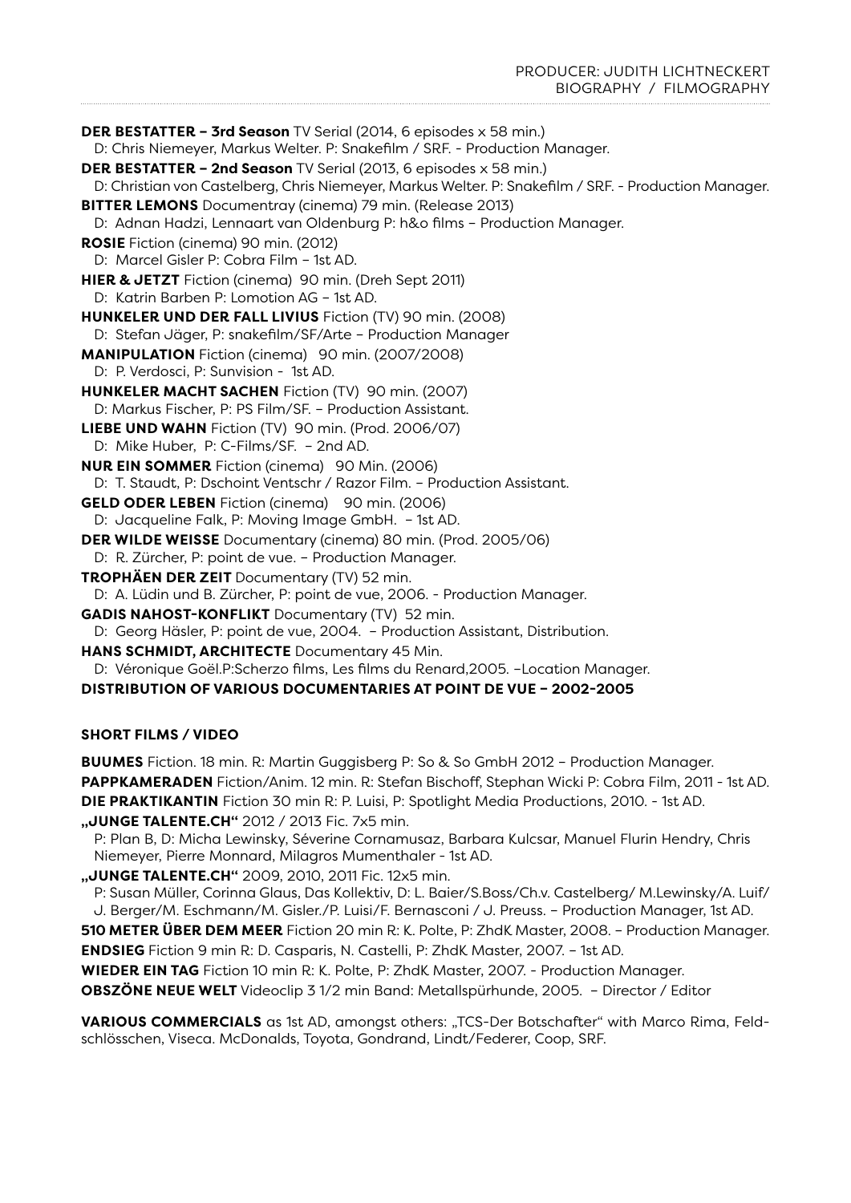**DER BESTATTER – 3rd Season** TV Serial (2014, 6 episodes x 58 min.)
D: Chris Niemeyer, Markus Welter. P: Snakefilm / SRF. - Production Manager.

**DER BESTATTER – 2nd Season** TV Serial (2013, 6 episodes x 58 min.)
D: Christian von Castelberg, Chris Niemeyer, Markus Welter. P: Snakefilm / SRF. - Production Manager.

**BITTER LEMONS** Documentray (cinema) 79 min. (Release 2013)
D: Adnan Hadzi, Lennaart van Oldenburg P: h&o films – Production Manager.

**ROSIE** Fiction (cinema) 90 min. (2012)
D: Marcel Gisler P: Cobra Film – 1st AD.

**HIER & JETZT** Fiction (cinema) 90 min. (Dreh Sept 2011)
D: Katrin Barben P: Lomotion AG – 1st AD.

**HUNKELER UND DER FALL LIVIUS** Fiction (TV) 90 min. (2008)
D: Stefan Jäger, P: snakefilm/SF/Arte – Production Manager

**MANIPULATION** Fiction (cinema) 90 min. (2007/2008)
D: P. Verdosci, P: Sunvision - 1st AD.

**HUNKELER MACHT SACHEN** Fiction (TV) 90 min. (2007)
D: Markus Fischer, P: PS Film/SF. – Production Assistant.

**LIEBE UND WAHN** Fiction (TV) 90 min. (Prod. 2006/07)
D: Mike Huber, P: C-Films/SF. – 2nd AD.

**NUR EIN SOMMER** Fiction (cinema) 90 Min. (2006)
D: T. Staudt, P: Dschoint Ventschr / Razor Film. – Production Assistant.

**GELD ODER LEBEN** Fiction (cinema) 90 min. (2006)
D: Jacqueline Falk, P: Moving Image GmbH. – 1st AD.

**DER WILDE WEISSE** Documentary (cinema) 80 min. (Prod. 2005/06)
D: R. Zürcher, P: point de vue. – Production Manager.

**TROPHÄEN DER ZEIT** Documentary (TV) 52 min.
D: A. Lüdin und B. Zürcher, P: point de vue, 2006. - Production Manager.

**GADIS NAHOST-KONFLIKT** Documentary (TV) 52 min.
D: Georg Häsler, P: point de vue, 2004. – Production Assistant, Distribution.

**HANS SCHMIDT, ARCHITECTE** Documentary 45 Min.
D: Véronique Goël.P:Scherzo films, Les films du Renard,2005. –Location Manager.

**DISTRIBUTION OF VARIOUS DOCUMENTARIES AT POINT DE VUE – 2002-2005**

**SHORT FILMS / VIDEO**

**BUUMES** Fiction. 18 min. R: Martin Guggisberg P: So & So GmbH 2012 – Production Manager.

**PAPPKAMERADEN** Fiction/Anim. 12 min. R: Stefan Bischoff, Stephan Wicki P: Cobra Film, 2011 - 1st AD.

**DIE PRAKTIKANTIN** Fiction 30 min R: P. Luisi, P: Spotlight Media Productions, 2010. - 1st AD.

**„JUNGE TALENTE.CH“** 2012 / 2013 Fic. 7x5 min.
P: Plan B, D: Micha Lewinsky, Séverine Cornamusaz, Barbara Kulcsar, Manuel Flurin Hendry, Chris Niemeyer, Pierre Monnard, Milagros Mumenthaler - 1st AD.

**„JUNGE TALENTE.CH“** 2009, 2010, 2011 Fic. 12x5 min.
P: Susan Müller, Corinna Glaus, Das Kollektiv, D: L. Baier/S.Boss/Ch.v. Castelberg/ M.Lewinsky/A. Luif/ J. Berger/M. Eschmann/M. Gisler./P. Luisi/F. Bernasconi / J. Preuss. – Production Manager, 1st AD.

**510 METER ÜBER DEM MEER** Fiction 20 min R: K. Polte, P: ZhdK Master, 2008. – Production Manager.

**ENDSIEG** Fiction 9 min R: D. Casparis, N. Castelli, P: ZhdK Master, 2007. – 1st AD.

**WIEDER EIN TAG** Fiction 10 min R: K. Polte, P: ZhdK Master, 2007. - Production Manager.

**OBSZÖNE NEUE WELT** Videoclip 3 1/2 min Band: Metallspürhunde, 2005. – Director / Editor

**VARIOUS COMMERCIALS** as 1st AD, amongst others: „TCS-Der Botschafter“ with Marco Rima, Feldschlösschen, Viseca. McDonalds, Toyota, Gondrand, Lindt/Federer, Coop, SRF.